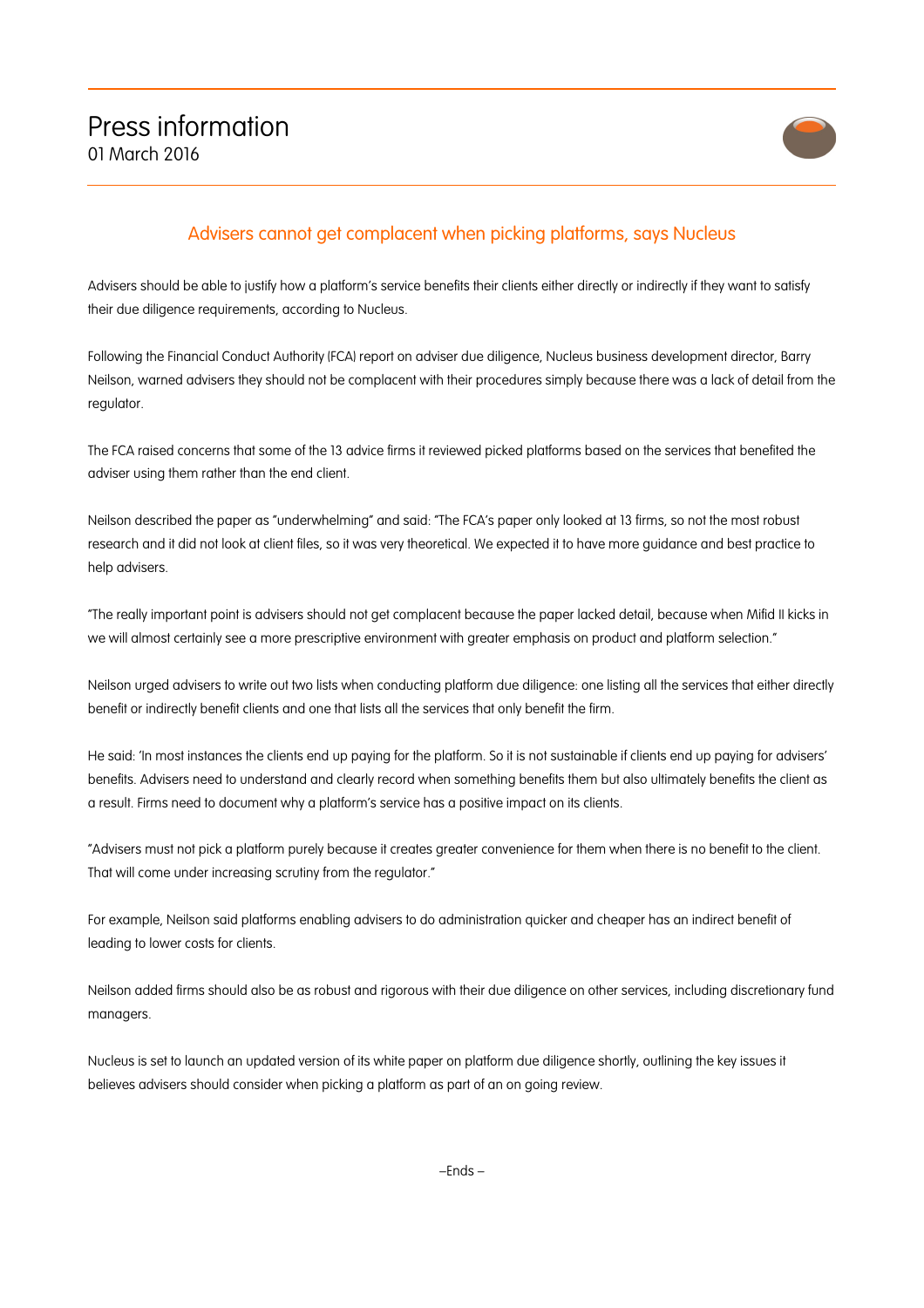# Press information

01 March 2016

## Advisers cannot get complacent when picking platforms, says Nucleus

Advisers should be able to justify how a platform's service benefits their clients either directly or indirectly if they want to satisfy their due diligence requirements, according to Nucleus.

Following the Financial Conduct Authority (FCA) report on adviser due diligence, Nucleus business development director, Barry Neilson, warned advisers they should not be complacent with their procedures simply because there was a lack of detail from the regulator.

The FCA raised concerns that some of the 13 advice firms it reviewed picked platforms based on the services that benefited the adviser using them rather than the end client.

Neilson described the paper as "underwhelming" and said: "The FCA's paper only looked at 13 firms, so not the most robust research and it did not look at client files, so it was very theoretical. We expected it to have more guidance and best practice to help advisers.

"The really important point is advisers should not get complacent because the paper lacked detail, because when Mifid II kicks in we will almost certainly see a more prescriptive environment with greater emphasis on product and platform selection."

Neilson urged advisers to write out two lists when conducting platform due diligence: one listing all the services that either directly benefit or indirectly benefit clients and one that lists all the services that only benefit the firm.

He said: 'In most instances the clients end up paying for the platform. So it is not sustainable if clients end up paying for advisers' benefits. Advisers need to understand and clearly record when something benefits them but also ultimately benefits the client as a result. Firms need to document why a platform's service has a positive impact on its clients.

"Advisers must not pick a platform purely because it creates greater convenience for them when there is no benefit to the client. That will come under increasing scrutiny from the regulator."

For example, Neilson said platforms enabling advisers to do administration quicker and cheaper has an indirect benefit of leading to lower costs for clients.

Neilson added firms should also be as robust and rigorous with their due diligence on other services, including discretionary fund managers.

Nucleus is set to launch an updated version of its white paper on platform due diligence shortly, outlining the key issues it believes advisers should consider when picking a platform as part of an on going review.

–Ends –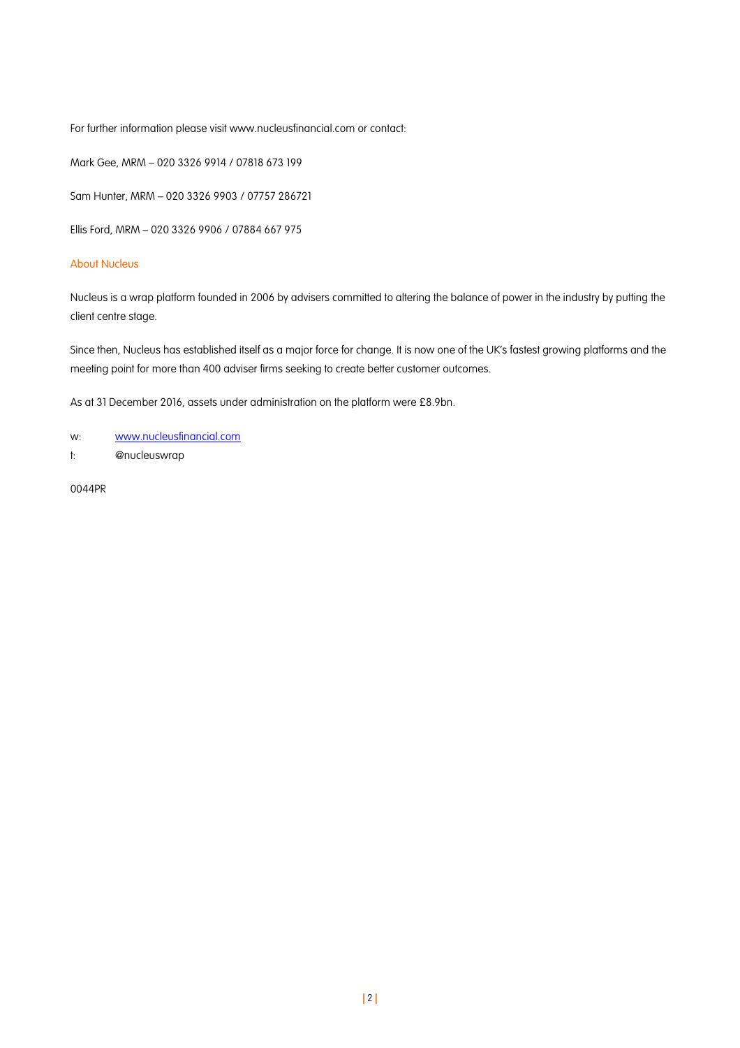For further information please visit www.nucleusfinancial.com or contact:

Mark Gee, MRM – 020 3326 9914 / 07818 673 199

Sam Hunter, MRM – 020 3326 9903 / 07757 286721

Ellis Ford, MRM – 020 3326 9906 / 07884 667 975

## About Nucleus

Nucleus is a wrap platform founded in 2006 by advisers committed to altering the balance of power in the industry by putting the client centre stage.

Since then, Nucleus has established itself as a major force for change. It is now one of the UK's fastest growing platforms and the meeting point for more than 400 adviser firms seeking to create better customer outcomes.

As at 31 December 2016, assets under administration on the platform were £8.9bn.

w: www.nucleusfinancial.com

t: @nucleuswrap

0044PR